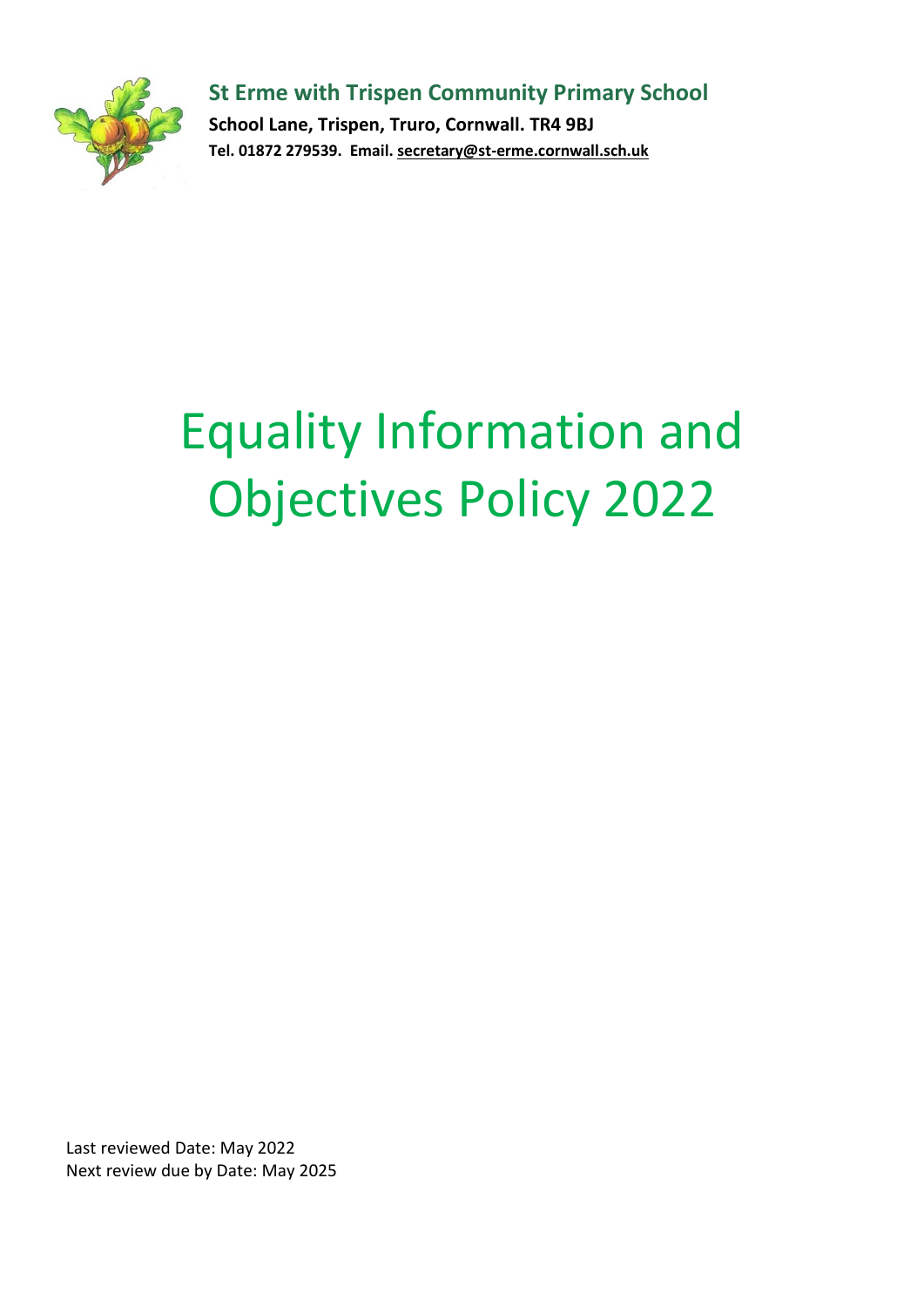**St Erme with Trispen Community Primary School**

**School Lane, Trispen, Truro, Cornwall. TR4 9BJ**

**Tel. 01872 279539. Email. secretary@st-erme.cornwall.sch.uk**

# Equality Information and Objectives Policy 2022

Last reviewed Date: May 2022

Next review due by Date: May 2025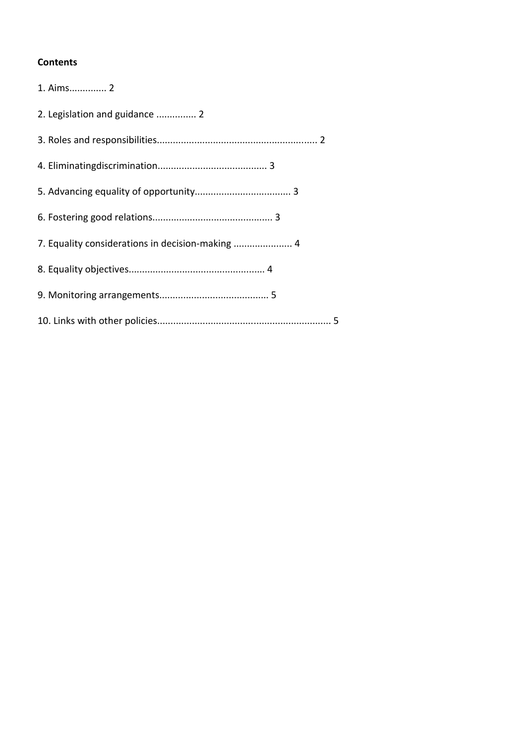**Contents**

1. Aims.............. 2

2. Legislation and guidance ............... 2

3. Roles and responsibilities........................................................... 2

4. Eliminatingdiscrimination......................................... 3

5. Advancing equality of opportunity.................................... 3

6. Fostering good relations............................................. 3

7. Equality considerations in decision-making ...................... 4

8. Equality objectives.................................................. 4

9. Monitoring arrangements......................................... 5

10. Links with other policies................................................................. 5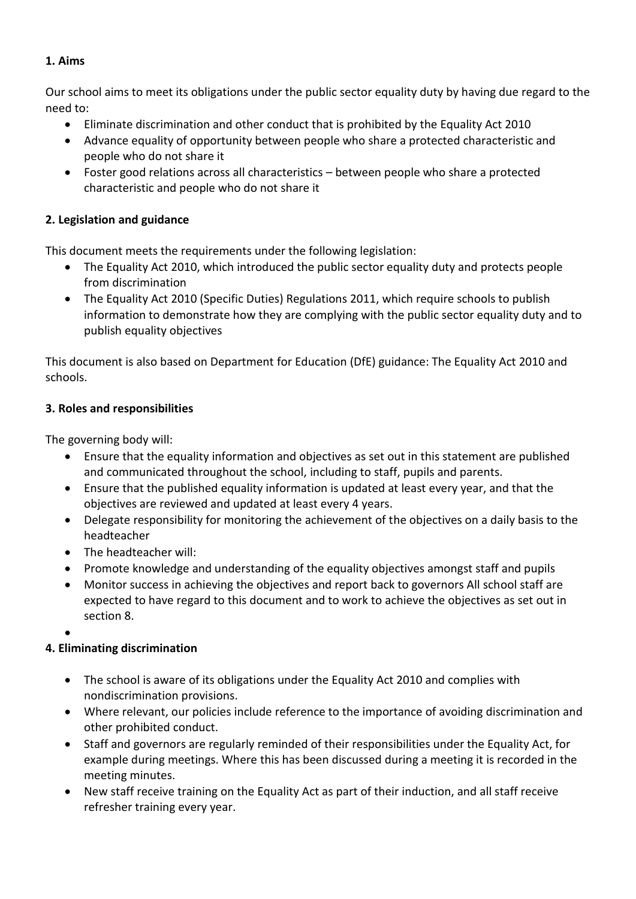**1. Aims**

Our school aims to meet its obligations under the public sector equality duty by having due regard to the need to:

- Eliminate discrimination and other conduct that is prohibited by the Equality Act 2010
- Advance equality of opportunity between people who share a protected characteristic and people who do not share it
- Foster good relations across all characteristics – between people who share a protected characteristic and people who do not share it

**2. Legislation and guidance**

This document meets the requirements under the following legislation:

- The Equality Act 2010, which introduced the public sector equality duty and protects people from discrimination
- The Equality Act 2010 (Specific Duties) Regulations 2011, which require schools to publish information to demonstrate how they are complying with the public sector equality duty and to publish equality objectives

This document is also based on Department for Education (DfE) guidance: The Equality Act 2010 and schools.

**3. Roles and responsibilities**

The governing body will:

- Ensure that the equality information and objectives as set out in this statement are published and communicated throughout the school, including to staff, pupils and parents.
- Ensure that the published equality information is updated at least every year, and that the objectives are reviewed and updated at least every 4 years.
- Delegate responsibility for monitoring the achievement of the objectives on a daily basis to the headteacher
- The headteacher will:
- Promote knowledge and understanding of the equality objectives amongst staff and pupils
- Monitor success in achieving the objectives and report back to governors All school staff are expected to have regard to this document and to work to achieve the objectives as set out in section 8.

**4. Eliminating discrimination**

- The school is aware of its obligations under the Equality Act 2010 and complies with nondiscrimination provisions.
- Where relevant, our policies include reference to the importance of avoiding discrimination and other prohibited conduct.
- Staff and governors are regularly reminded of their responsibilities under the Equality Act, for example during meetings. Where this has been discussed during a meeting it is recorded in the meeting minutes.
- New staff receive training on the Equality Act as part of their induction, and all staff receive refresher training every year.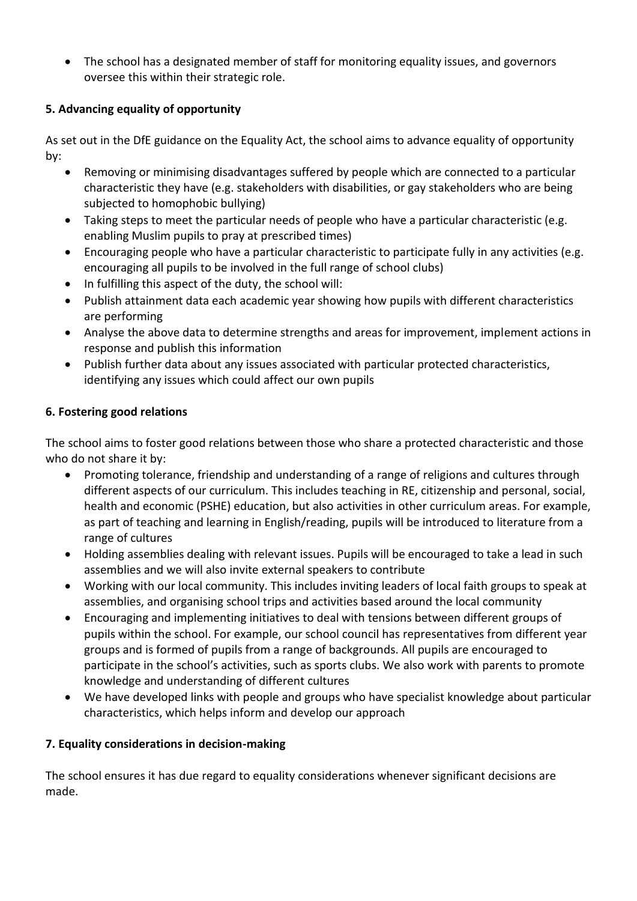- The school has a designated member of staff for monitoring equality issues, and governors oversee this within their strategic role.

**5. Advancing equality of opportunity**

As set out in the DfE guidance on the Equality Act, the school aims to advance equality of opportunity by:

- Removing or minimising disadvantages suffered by people which are connected to a particular characteristic they have (e.g. stakeholders with disabilities, or gay stakeholders who are being subjected to homophobic bullying)
- Taking steps to meet the particular needs of people who have a particular characteristic (e.g. enabling Muslim pupils to pray at prescribed times)
- Encouraging people who have a particular characteristic to participate fully in any activities (e.g. encouraging all pupils to be involved in the full range of school clubs)
- In fulfilling this aspect of the duty, the school will:
- Publish attainment data each academic year showing how pupils with different characteristics are performing
- Analyse the above data to determine strengths and areas for improvement, implement actions in response and publish this information
- Publish further data about any issues associated with particular protected characteristics, identifying any issues which could affect our own pupils

**6. Fostering good relations**

The school aims to foster good relations between those who share a protected characteristic and those who do not share it by:

- Promoting tolerance, friendship and understanding of a range of religions and cultures through different aspects of our curriculum. This includes teaching in RE, citizenship and personal, social, health and economic (PSHE) education, but also activities in other curriculum areas. For example, as part of teaching and learning in English/reading, pupils will be introduced to literature from a range of cultures
- Holding assemblies dealing with relevant issues. Pupils will be encouraged to take a lead in such assemblies and we will also invite external speakers to contribute
- Working with our local community. This includes inviting leaders of local faith groups to speak at assemblies, and organising school trips and activities based around the local community
- Encouraging and implementing initiatives to deal with tensions between different groups of pupils within the school. For example, our school council has representatives from different year groups and is formed of pupils from a range of backgrounds. All pupils are encouraged to participate in the school's activities, such as sports clubs. We also work with parents to promote knowledge and understanding of different cultures
- We have developed links with people and groups who have specialist knowledge about particular characteristics, which helps inform and develop our approach

**7. Equality considerations in decision-making**

The school ensures it has due regard to equality considerations whenever significant decisions are made.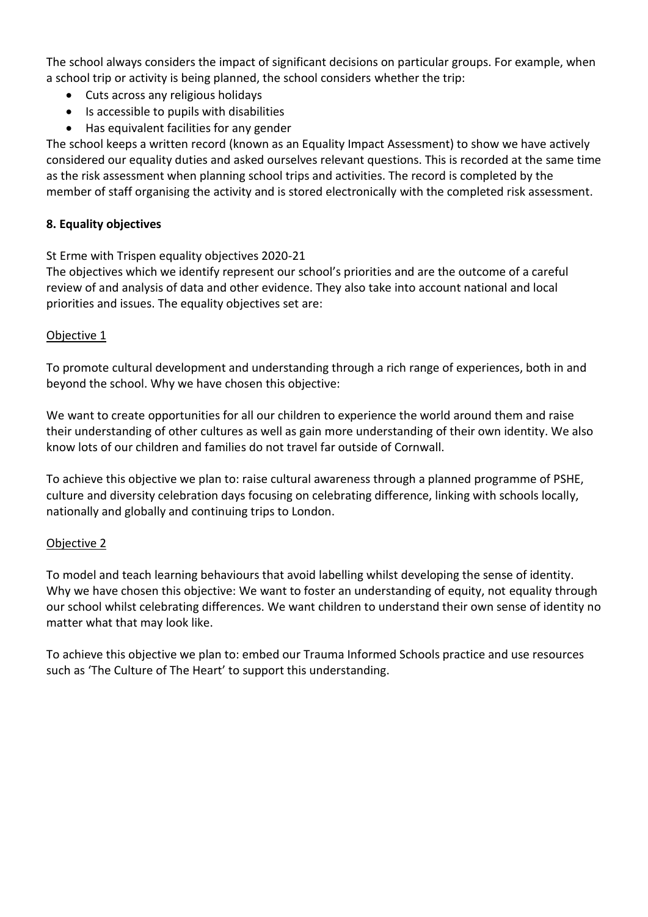The school always considers the impact of significant decisions on particular groups. For example, when a school trip or activity is being planned, the school considers whether the trip:

- Cuts across any religious holidays
- Is accessible to pupils with disabilities
- Has equivalent facilities for any gender

The school keeps a written record (known as an Equality Impact Assessment) to show we have actively considered our equality duties and asked ourselves relevant questions. This is recorded at the same time as the risk assessment when planning school trips and activities. The record is completed by the member of staff organising the activity and is stored electronically with the completed risk assessment.

## 8. Equality objectives

St Erme with Trispen equality objectives 2020-21

The objectives which we identify represent our school's priorities and are the outcome of a careful review of and analysis of data and other evidence. They also take into account national and local priorities and issues. The equality objectives set are:

### Objective 1

To promote cultural development and understanding through a rich range of experiences, both in and beyond the school. Why we have chosen this objective:

We want to create opportunities for all our children to experience the world around them and raise their understanding of other cultures as well as gain more understanding of their own identity. We also know lots of our children and families do not travel far outside of Cornwall.

To achieve this objective we plan to: raise cultural awareness through a planned programme of PSHE, culture and diversity celebration days focusing on celebrating difference, linking with schools locally, nationally and globally and continuing trips to London.

### Objective 2

To model and teach learning behaviours that avoid labelling whilst developing the sense of identity. Why we have chosen this objective: We want to foster an understanding of equity, not equality through our school whilst celebrating differences. We want children to understand their own sense of identity no matter what that may look like.

To achieve this objective we plan to: embed our Trauma Informed Schools practice and use resources such as 'The Culture of The Heart' to support this understanding.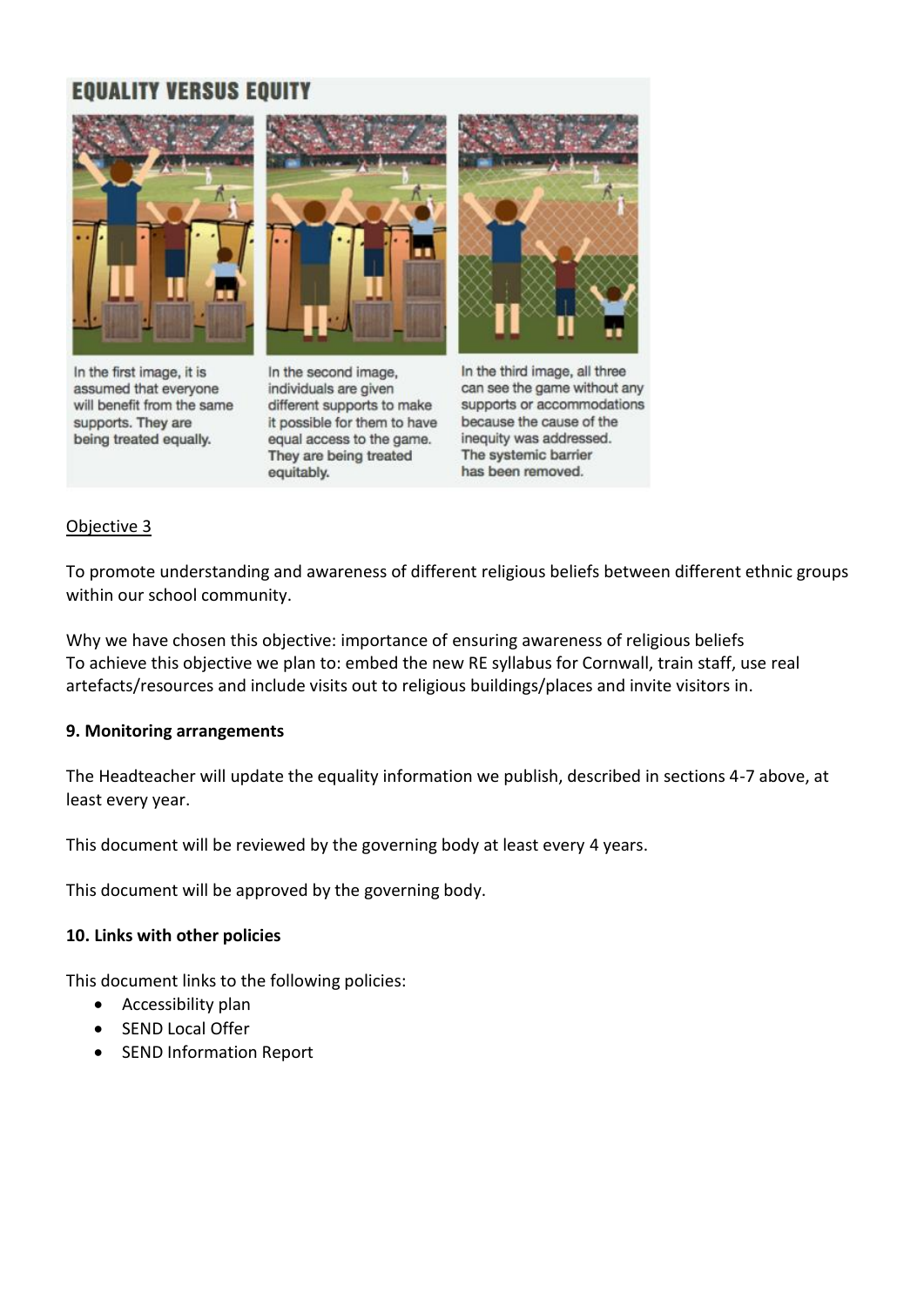EQUALITY VERSUS EQUITY

In the first image, it is assumed that everyone will benefit from the same supports. They are being treated equally.

In the second image, individuals are given different supports to make it possible for them to have equal access to the game. They are being treated equitably.

In the third image, all three can see the game without any supports or accommodations because the cause of the inequity was addressed. The systemic barrier has been removed.

Objective 3

To promote understanding and awareness of different religious beliefs between different ethnic groups within our school community.

Why we have chosen this objective: importance of ensuring awareness of religious beliefs
To achieve this objective we plan to: embed the new RE syllabus for Cornwall, train staff, use real artefacts/resources and include visits out to religious buildings/places and invite visitors in.

**9. Monitoring arrangements**

The Headteacher will update the equality information we publish, described in sections 4-7 above, at least every year.

This document will be reviewed by the governing body at least every 4 years.

This document will be approved by the governing body.

**10. Links with other policies**

This document links to the following policies:

- Accessibility plan
- SEND Local Offer
- SEND Information Report